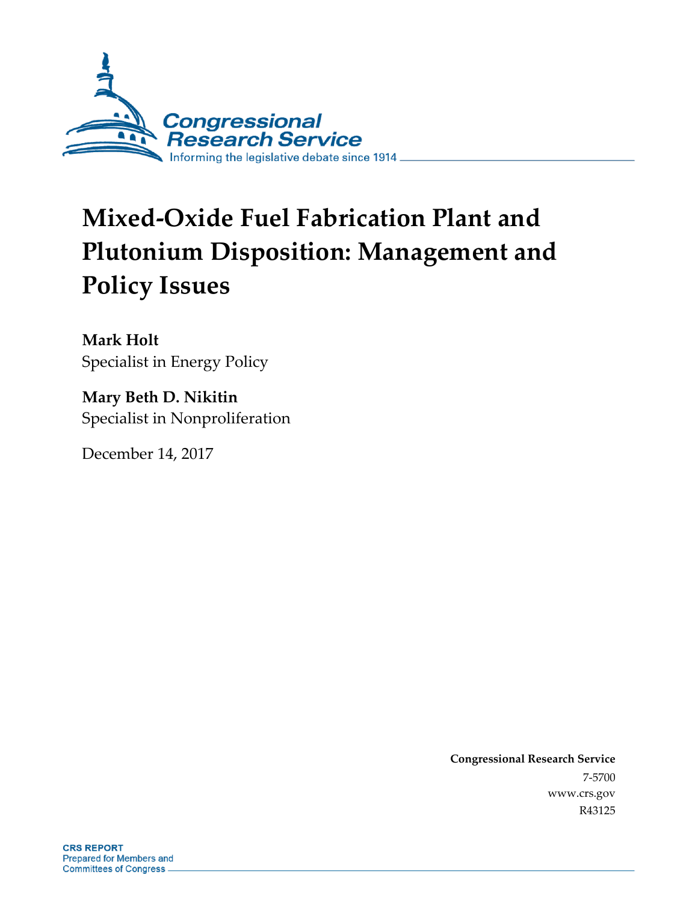Congressional Research Service

Informing the legislative debate since 1914

# Mixed-Oxide Fuel Fabrication Plant and Plutonium Disposition: Management and Policy Issues

**Mark Holt**
Specialist in Energy Policy

**Mary Beth D. Nikitin**
Specialist in Nonproliferation

December 14, 2017

**Congressional Research Service**
7-5700
www.crs.gov
R43125

**CRS REPORT**
Prepared for Members and Committees of Congress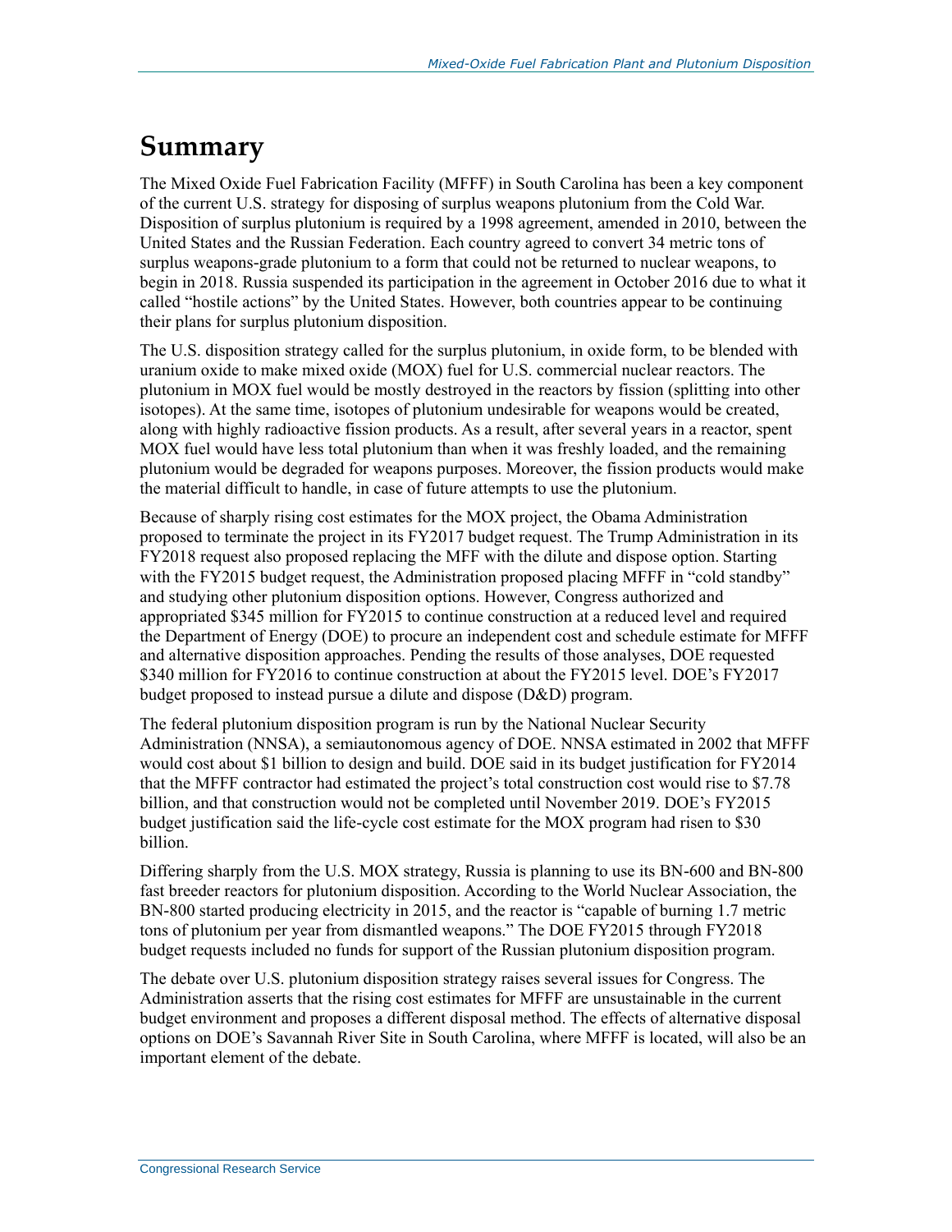# Summary

The Mixed Oxide Fuel Fabrication Facility (MFFF) in South Carolina has been a key component of the current U.S. strategy for disposing of surplus weapons plutonium from the Cold War. Disposition of surplus plutonium is required by a 1998 agreement, amended in 2010, between the United States and the Russian Federation. Each country agreed to convert 34 metric tons of surplus weapons-grade plutonium to a form that could not be returned to nuclear weapons, to begin in 2018. Russia suspended its participation in the agreement in October 2016 due to what it called "hostile actions" by the United States. However, both countries appear to be continuing their plans for surplus plutonium disposition.

The U.S. disposition strategy called for the surplus plutonium, in oxide form, to be blended with uranium oxide to make mixed oxide (MOX) fuel for U.S. commercial nuclear reactors. The plutonium in MOX fuel would be mostly destroyed in the reactors by fission (splitting into other isotopes). At the same time, isotopes of plutonium undesirable for weapons would be created, along with highly radioactive fission products. As a result, after several years in a reactor, spent MOX fuel would have less total plutonium than when it was freshly loaded, and the remaining plutonium would be degraded for weapons purposes. Moreover, the fission products would make the material difficult to handle, in case of future attempts to use the plutonium.

Because of sharply rising cost estimates for the MOX project, the Obama Administration proposed to terminate the project in its FY2017 budget request. The Trump Administration in its FY2018 request also proposed replacing the MFF with the dilute and dispose option. Starting with the FY2015 budget request, the Administration proposed placing MFFF in "cold standby" and studying other plutonium disposition options. However, Congress authorized and appropriated $345 million for FY2015 to continue construction at a reduced level and required the Department of Energy (DOE) to procure an independent cost and schedule estimate for MFFF and alternative disposition approaches. Pending the results of those analyses, DOE requested $340 million for FY2016 to continue construction at about the FY2015 level. DOE's FY2017 budget proposed to instead pursue a dilute and dispose (D&D) program.

The federal plutonium disposition program is run by the National Nuclear Security Administration (NNSA), a semiautonomous agency of DOE. NNSA estimated in 2002 that MFFF would cost about $1 billion to design and build. DOE said in its budget justification for FY2014 that the MFFF contractor had estimated the project's total construction cost would rise to $7.78 billion, and that construction would not be completed until November 2019. DOE's FY2015 budget justification said the life-cycle cost estimate for the MOX program had risen to $30 billion.

Differing sharply from the U.S. MOX strategy, Russia is planning to use its BN-600 and BN-800 fast breeder reactors for plutonium disposition. According to the World Nuclear Association, the BN-800 started producing electricity in 2015, and the reactor is "capable of burning 1.7 metric tons of plutonium per year from dismantled weapons." The DOE FY2015 through FY2018 budget requests included no funds for support of the Russian plutonium disposition program.

The debate over U.S. plutonium disposition strategy raises several issues for Congress. The Administration asserts that the rising cost estimates for MFFF are unsustainable in the current budget environment and proposes a different disposal method. The effects of alternative disposal options on DOE's Savannah River Site in South Carolina, where MFFF is located, will also be an important element of the debate.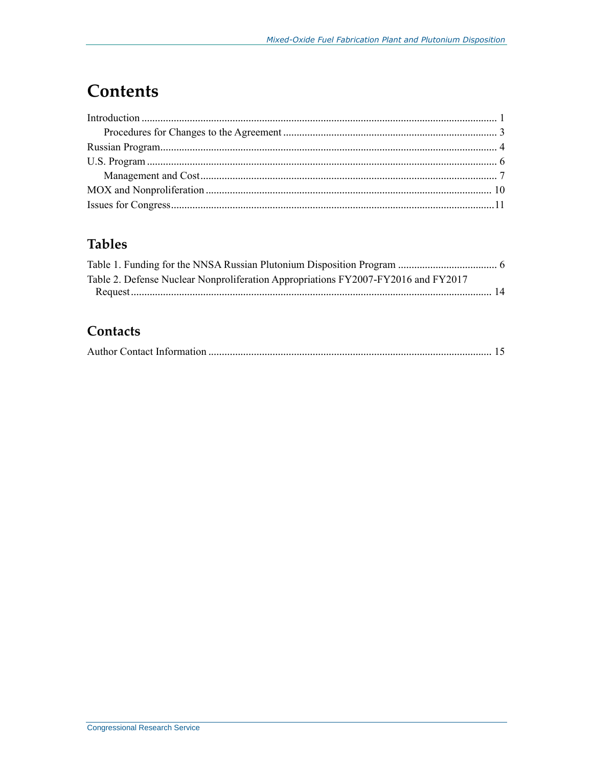# Contents

Introduction ........................................................................................................................ 1
    Procedures for Changes to the Agreement ................................................................ 3
Russian Program............................................................................................................... 4
U.S. Program .................................................................................................................... 6
    Management and Cost.............................................................................................. 7
MOX and Nonproliferation ............................................................................................ 10
Issues for Congress.......................................................................................................... 11

## Tables

Table 1. Funding for the NNSA Russian Plutonium Disposition Program ..................................... 6
Table 2. Defense Nuclear Nonproliferation Appropriations FY2007-FY2016 and FY2017 Request...................................................................................................................... 14

## Contacts

Author Contact Information ......................................................................................... 15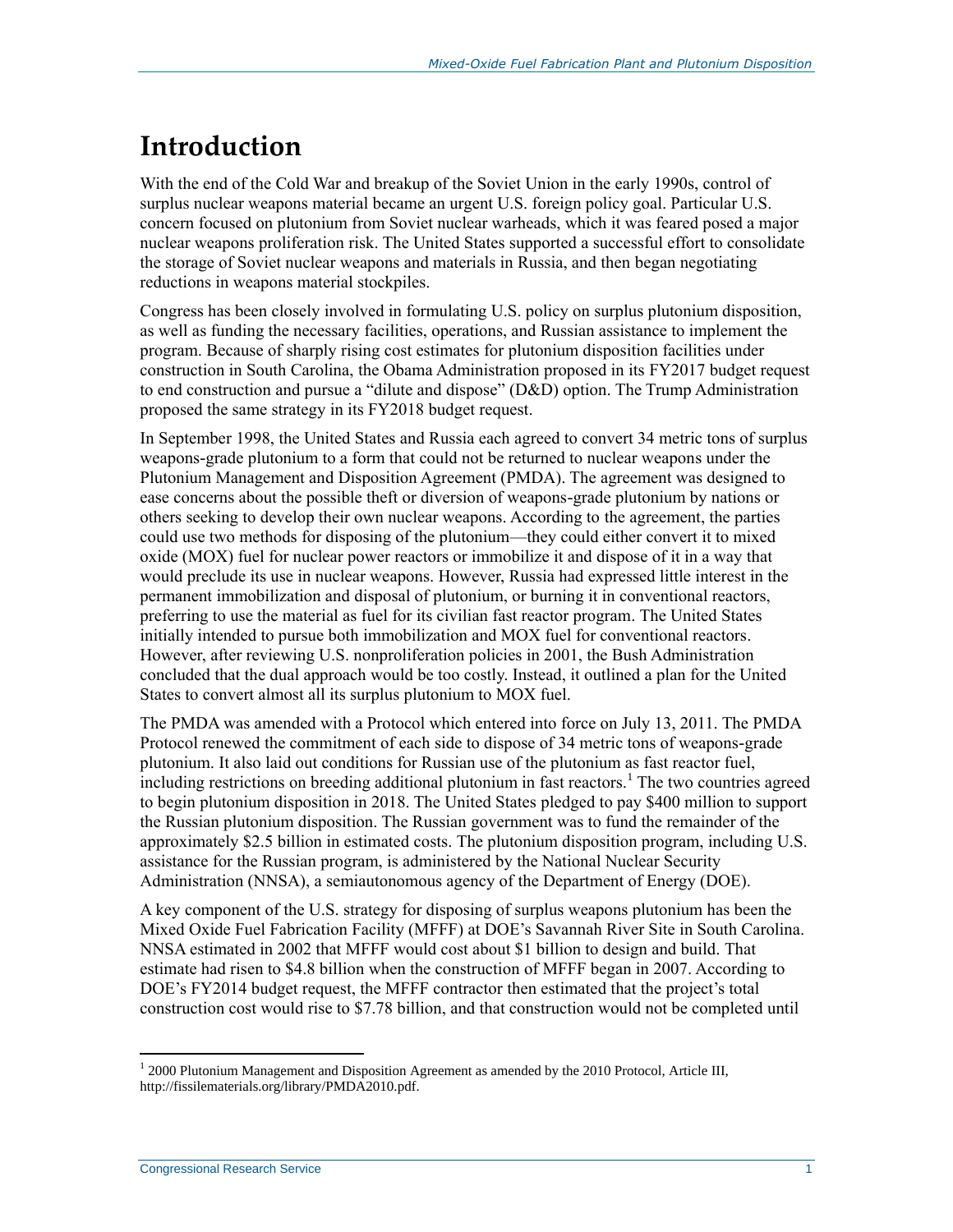# Introduction

With the end of the Cold War and breakup of the Soviet Union in the early 1990s, control of surplus nuclear weapons material became an urgent U.S. foreign policy goal. Particular U.S. concern focused on plutonium from Soviet nuclear warheads, which it was feared posed a major nuclear weapons proliferation risk. The United States supported a successful effort to consolidate the storage of Soviet nuclear weapons and materials in Russia, and then began negotiating reductions in weapons material stockpiles.

Congress has been closely involved in formulating U.S. policy on surplus plutonium disposition, as well as funding the necessary facilities, operations, and Russian assistance to implement the program. Because of sharply rising cost estimates for plutonium disposition facilities under construction in South Carolina, the Obama Administration proposed in its FY2017 budget request to end construction and pursue a "dilute and dispose" (D&D) option. The Trump Administration proposed the same strategy in its FY2018 budget request.

In September 1998, the United States and Russia each agreed to convert 34 metric tons of surplus weapons-grade plutonium to a form that could not be returned to nuclear weapons under the Plutonium Management and Disposition Agreement (PMDA). The agreement was designed to ease concerns about the possible theft or diversion of weapons-grade plutonium by nations or others seeking to develop their own nuclear weapons. According to the agreement, the parties could use two methods for disposing of the plutonium—they could either convert it to mixed oxide (MOX) fuel for nuclear power reactors or immobilize it and dispose of it in a way that would preclude its use in nuclear weapons. However, Russia had expressed little interest in the permanent immobilization and disposal of plutonium, or burning it in conventional reactors, preferring to use the material as fuel for its civilian fast reactor program. The United States initially intended to pursue both immobilization and MOX fuel for conventional reactors. However, after reviewing U.S. nonproliferation policies in 2001, the Bush Administration concluded that the dual approach would be too costly. Instead, it outlined a plan for the United States to convert almost all its surplus plutonium to MOX fuel.

The PMDA was amended with a Protocol which entered into force on July 13, 2011. The PMDA Protocol renewed the commitment of each side to dispose of 34 metric tons of weapons-grade plutonium. It also laid out conditions for Russian use of the plutonium as fast reactor fuel, including restrictions on breeding additional plutonium in fast reactors.[1] The two countries agreed to begin plutonium disposition in 2018. The United States pledged to pay $400 million to support the Russian plutonium disposition. The Russian government was to fund the remainder of the approximately $2.5 billion in estimated costs. The plutonium disposition program, including U.S. assistance for the Russian program, is administered by the National Nuclear Security Administration (NNSA), a semiautonomous agency of the Department of Energy (DOE).

A key component of the U.S. strategy for disposing of surplus weapons plutonium has been the Mixed Oxide Fuel Fabrication Facility (MFFF) at DOE's Savannah River Site in South Carolina. NNSA estimated in 2002 that MFFF would cost about $1 billion to design and build. That estimate had risen to $4.8 billion when the construction of MFFF began in 2007. According to DOE's FY2014 budget request, the MFFF contractor then estimated that the project's total construction cost would rise to $7.78 billion, and that construction would not be completed until

[1] 2000 Plutonium Management and Disposition Agreement as amended by the 2010 Protocol, Article III, http://fissilematerials.org/library/PMDA2010.pdf.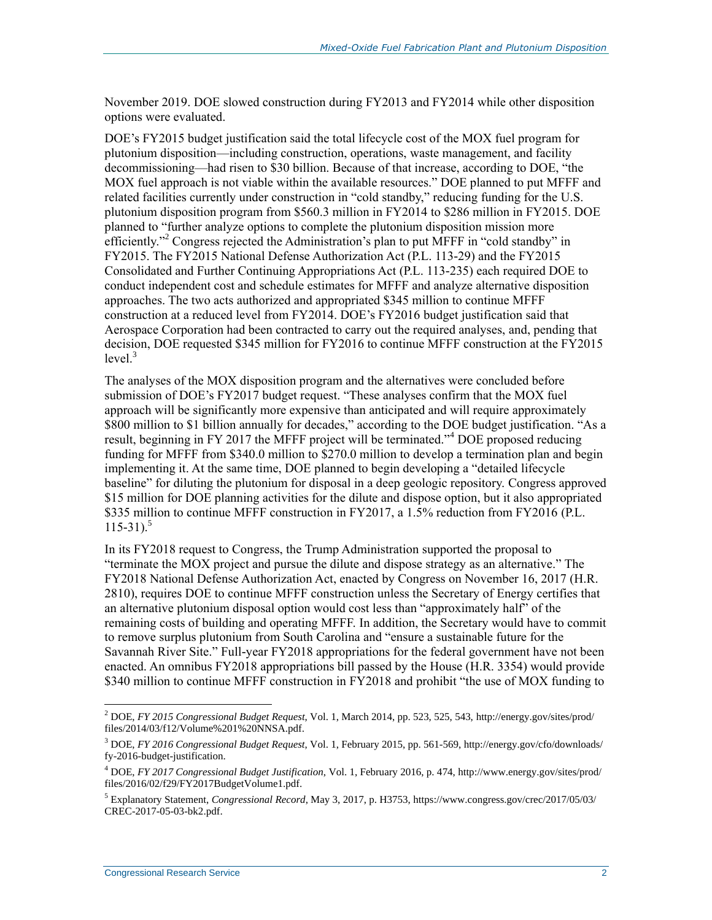November 2019. DOE slowed construction during FY2013 and FY2014 while other disposition options were evaluated.

DOE's FY2015 budget justification said the total lifecycle cost of the MOX fuel program for plutonium disposition—including construction, operations, waste management, and facility decommissioning—had risen to $30 billion. Because of that increase, according to DOE, "the MOX fuel approach is not viable within the available resources." DOE planned to put MFFF and related facilities currently under construction in "cold standby," reducing funding for the U.S. plutonium disposition program from $560.3 million in FY2014 to $286 million in FY2015. DOE planned to "further analyze options to complete the plutonium disposition mission more efficiently."[2] Congress rejected the Administration's plan to put MFFF in "cold standby" in FY2015. The FY2015 National Defense Authorization Act (P.L. 113-29) and the FY2015 Consolidated and Further Continuing Appropriations Act (P.L. 113-235) each required DOE to conduct independent cost and schedule estimates for MFFF and analyze alternative disposition approaches. The two acts authorized and appropriated $345 million to continue MFFF construction at a reduced level from FY2014. DOE's FY2016 budget justification said that Aerospace Corporation had been contracted to carry out the required analyses, and, pending that decision, DOE requested $345 million for FY2016 to continue MFFF construction at the FY2015 level.[3]

The analyses of the MOX disposition program and the alternatives were concluded before submission of DOE's FY2017 budget request. "These analyses confirm that the MOX fuel approach will be significantly more expensive than anticipated and will require approximately $800 million to $1 billion annually for decades," according to the DOE budget justification. "As a result, beginning in FY 2017 the MFFF project will be terminated."[4] DOE proposed reducing funding for MFFF from $340.0 million to $270.0 million to develop a termination plan and begin implementing it. At the same time, DOE planned to begin developing a "detailed lifecycle baseline" for diluting the plutonium for disposal in a deep geologic repository. Congress approved $15 million for DOE planning activities for the dilute and dispose option, but it also appropriated $335 million to continue MFFF construction in FY2017, a 1.5% reduction from FY2016 (P.L. 115-31).[5]

In its FY2018 request to Congress, the Trump Administration supported the proposal to "terminate the MOX project and pursue the dilute and dispose strategy as an alternative." The FY2018 National Defense Authorization Act, enacted by Congress on November 16, 2017 (H.R. 2810), requires DOE to continue MFFF construction unless the Secretary of Energy certifies that an alternative plutonium disposal option would cost less than "approximately half" of the remaining costs of building and operating MFFF. In addition, the Secretary would have to commit to remove surplus plutonium from South Carolina and "ensure a sustainable future for the Savannah River Site." Full-year FY2018 appropriations for the federal government have not been enacted. An omnibus FY2018 appropriations bill passed by the House (H.R. 3354) would provide $340 million to continue MFFF construction in FY2018 and prohibit "the use of MOX funding to

---

[2] DOE, *FY 2015 Congressional Budget Request*, Vol. 1, March 2014, pp. 523, 525, 543, http://energy.gov/sites/prod/files/2014/03/f12/Volume%201%20NNSA.pdf.

[3] DOE, *FY 2016 Congressional Budget Request*, Vol. 1, February 2015, pp. 561-569, http://energy.gov/cfo/downloads/fy-2016-budget-justification.

[4] DOE, *FY 2017 Congressional Budget Justification*, Vol. 1, February 2016, p. 474, http://www.energy.gov/sites/prod/files/2016/02/f29/FY2017BudgetVolume1.pdf.

[5] Explanatory Statement, *Congressional Record*, May 3, 2017, p. H3753, https://www.congress.gov/crec/2017/05/03/CREC-2017-05-03-bk2.pdf.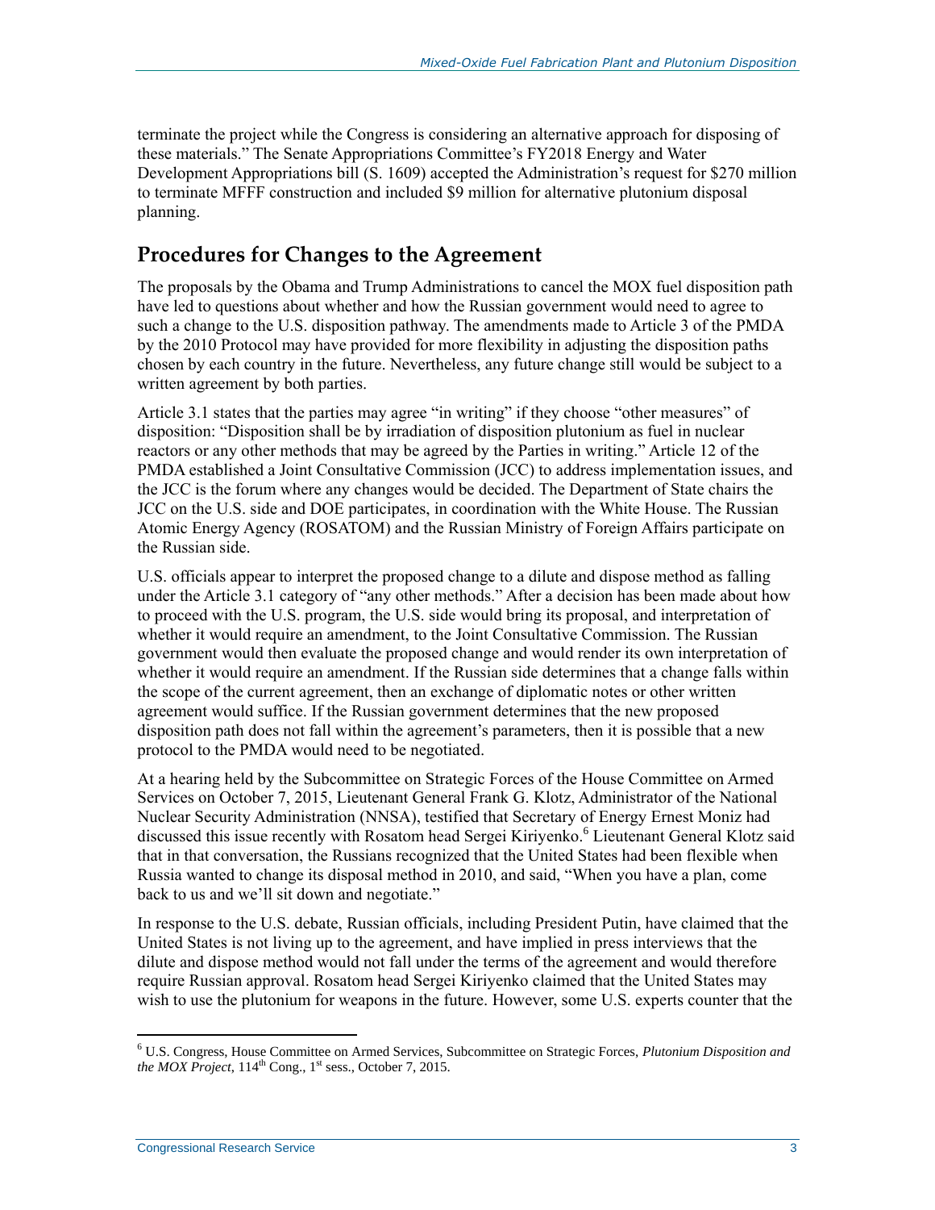terminate the project while the Congress is considering an alternative approach for disposing of these materials." The Senate Appropriations Committee's FY2018 Energy and Water Development Appropriations bill (S. 1609) accepted the Administration's request for $270 million to terminate MFFF construction and included $9 million for alternative plutonium disposal planning.

## Procedures for Changes to the Agreement

The proposals by the Obama and Trump Administrations to cancel the MOX fuel disposition path have led to questions about whether and how the Russian government would need to agree to such a change to the U.S. disposition pathway. The amendments made to Article 3 of the PMDA by the 2010 Protocol may have provided for more flexibility in adjusting the disposition paths chosen by each country in the future. Nevertheless, any future change still would be subject to a written agreement by both parties.

Article 3.1 states that the parties may agree "in writing" if they choose "other measures" of disposition: "Disposition shall be by irradiation of disposition plutonium as fuel in nuclear reactors or any other methods that may be agreed by the Parties in writing." Article 12 of the PMDA established a Joint Consultative Commission (JCC) to address implementation issues, and the JCC is the forum where any changes would be decided. The Department of State chairs the JCC on the U.S. side and DOE participates, in coordination with the White House. The Russian Atomic Energy Agency (ROSATOM) and the Russian Ministry of Foreign Affairs participate on the Russian side.

U.S. officials appear to interpret the proposed change to a dilute and dispose method as falling under the Article 3.1 category of "any other methods." After a decision has been made about how to proceed with the U.S. program, the U.S. side would bring its proposal, and interpretation of whether it would require an amendment, to the Joint Consultative Commission. The Russian government would then evaluate the proposed change and would render its own interpretation of whether it would require an amendment. If the Russian side determines that a change falls within the scope of the current agreement, then an exchange of diplomatic notes or other written agreement would suffice. If the Russian government determines that the new proposed disposition path does not fall within the agreement's parameters, then it is possible that a new protocol to the PMDA would need to be negotiated.

At a hearing held by the Subcommittee on Strategic Forces of the House Committee on Armed Services on October 7, 2015, Lieutenant General Frank G. Klotz, Administrator of the National Nuclear Security Administration (NNSA), testified that Secretary of Energy Ernest Moniz had discussed this issue recently with Rosatom head Sergei Kiriyenko.[6] Lieutenant General Klotz said that in that conversation, the Russians recognized that the United States had been flexible when Russia wanted to change its disposal method in 2010, and said, "When you have a plan, come back to us and we'll sit down and negotiate."

In response to the U.S. debate, Russian officials, including President Putin, have claimed that the United States is not living up to the agreement, and have implied in press interviews that the dilute and dispose method would not fall under the terms of the agreement and would therefore require Russian approval. Rosatom head Sergei Kiriyenko claimed that the United States may wish to use the plutonium for weapons in the future. However, some U.S. experts counter that the

[6] U.S. Congress, House Committee on Armed Services, Subcommittee on Strategic Forces, *Plutonium Disposition and the MOX Project*, 114th Cong., 1st sess., October 7, 2015.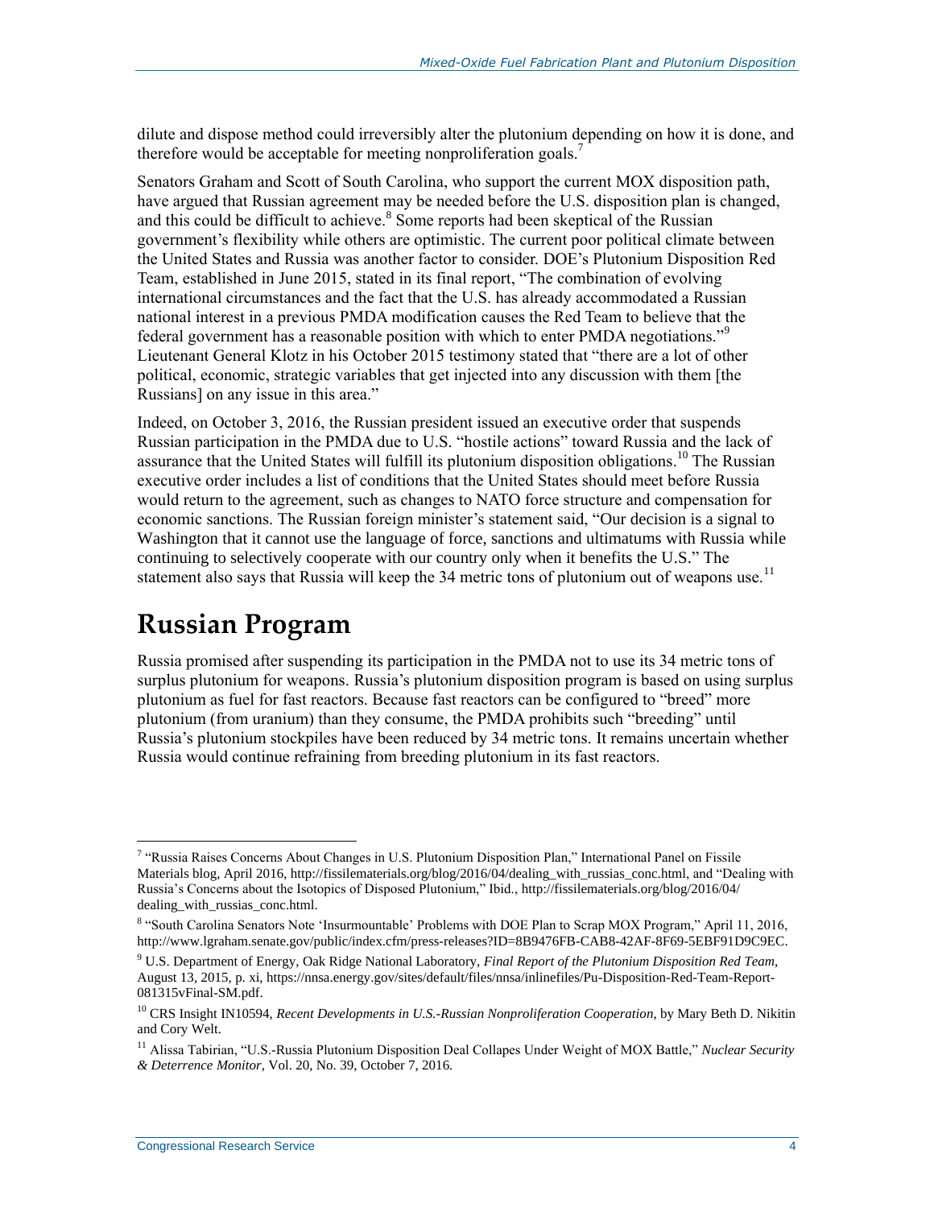dilute and dispose method could irreversibly alter the plutonium depending on how it is done, and therefore would be acceptable for meeting nonproliferation goals.[7]

Senators Graham and Scott of South Carolina, who support the current MOX disposition path, have argued that Russian agreement may be needed before the U.S. disposition plan is changed, and this could be difficult to achieve.[8] Some reports had been skeptical of the Russian government's flexibility while others are optimistic. The current poor political climate between the United States and Russia was another factor to consider. DOE's Plutonium Disposition Red Team, established in June 2015, stated in its final report, "The combination of evolving international circumstances and the fact that the U.S. has already accommodated a Russian national interest in a previous PMDA modification causes the Red Team to believe that the federal government has a reasonable position with which to enter PMDA negotiations."[9] Lieutenant General Klotz in his October 2015 testimony stated that "there are a lot of other political, economic, strategic variables that get injected into any discussion with them [the Russians] on any issue in this area."

Indeed, on October 3, 2016, the Russian president issued an executive order that suspends Russian participation in the PMDA due to U.S. "hostile actions" toward Russia and the lack of assurance that the United States will fulfill its plutonium disposition obligations.[10] The Russian executive order includes a list of conditions that the United States should meet before Russia would return to the agreement, such as changes to NATO force structure and compensation for economic sanctions. The Russian foreign minister's statement said, "Our decision is a signal to Washington that it cannot use the language of force, sanctions and ultimatums with Russia while continuing to selectively cooperate with our country only when it benefits the U.S." The statement also says that Russia will keep the 34 metric tons of plutonium out of weapons use.[11]

# Russian Program

Russia promised after suspending its participation in the PMDA not to use its 34 metric tons of surplus plutonium for weapons. Russia's plutonium disposition program is based on using surplus plutonium as fuel for fast reactors. Because fast reactors can be configured to "breed" more plutonium (from uranium) than they consume, the PMDA prohibits such "breeding" until Russia's plutonium stockpiles have been reduced by 34 metric tons. It remains uncertain whether Russia would continue refraining from breeding plutonium in its fast reactors.

---

[7] "Russia Raises Concerns About Changes in U.S. Plutonium Disposition Plan," International Panel on Fissile Materials blog, April 2016, http://fissilematerials.org/blog/2016/04/dealing_with_russias_conc.html, and "Dealing with Russia's Concerns about the Isotopics of Disposed Plutonium," Ibid., http://fissilematerials.org/blog/2016/04/dealing_with_russias_conc.html.

[8] "South Carolina Senators Note 'Insurmountable' Problems with DOE Plan to Scrap MOX Program," April 11, 2016, http://www.lgraham.senate.gov/public/index.cfm/press-releases?ID=8B9476FB-CAB8-42AF-8F69-5EBF91D9C9EC.

[9] U.S. Department of Energy, Oak Ridge National Laboratory, *Final Report of the Plutonium Disposition Red Team*, August 13, 2015, p. xi, https://nnsa.energy.gov/sites/default/files/nnsa/inlinefiles/Pu-Disposition-Red-Team-Report-081315vFinal-SM.pdf.

[10] CRS Insight IN10594, *Recent Developments in U.S.-Russian Nonproliferation Cooperation*, by Mary Beth D. Nikitin and Cory Welt.

[11] Alissa Tabirian, "U.S.-Russia Plutonium Disposition Deal Collapes Under Weight of MOX Battle," *Nuclear Security & Deterrence Monitor*, Vol. 20, No. 39, October 7, 2016.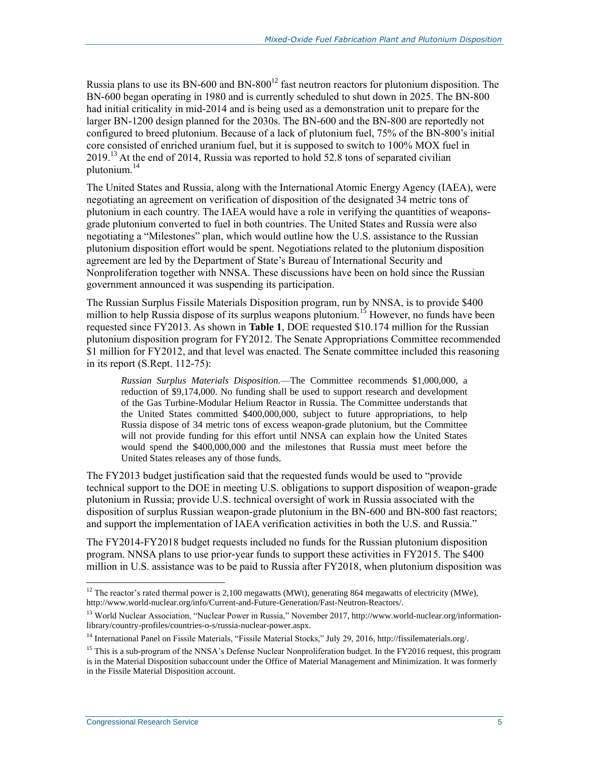Russia plans to use its BN-600 and BN-800[12] fast neutron reactors for plutonium disposition. The BN-600 began operating in 1980 and is currently scheduled to shut down in 2025. The BN-800 had initial criticality in mid-2014 and is being used as a demonstration unit to prepare for the larger BN-1200 design planned for the 2030s. The BN-600 and the BN-800 are reportedly not configured to breed plutonium. Because of a lack of plutonium fuel, 75% of the BN-800's initial core consisted of enriched uranium fuel, but it is supposed to switch to 100% MOX fuel in 2019.[13] At the end of 2014, Russia was reported to hold 52.8 tons of separated civilian plutonium.[14]

The United States and Russia, along with the International Atomic Energy Agency (IAEA), were negotiating an agreement on verification of disposition of the designated 34 metric tons of plutonium in each country. The IAEA would have a role in verifying the quantities of weapons-grade plutonium converted to fuel in both countries. The United States and Russia were also negotiating a "Milestones" plan, which would outline how the U.S. assistance to the Russian plutonium disposition effort would be spent. Negotiations related to the plutonium disposition agreement are led by the Department of State's Bureau of International Security and Nonproliferation together with NNSA. These discussions have been on hold since the Russian government announced it was suspending its participation.

The Russian Surplus Fissile Materials Disposition program, run by NNSA, is to provide $400 million to help Russia dispose of its surplus weapons plutonium.[15] However, no funds have been requested since FY2013. As shown in **Table 1**, DOE requested $10.174 million for the Russian plutonium disposition program for FY2012. The Senate Appropriations Committee recommended $1 million for FY2012, and that level was enacted. The Senate committee included this reasoning in its report (S.Rept. 112-75):

> *Russian Surplus Materials Disposition.*—The Committee recommends $1,000,000, a reduction of $9,174,000. No funding shall be used to support research and development of the Gas Turbine-Modular Helium Reactor in Russia. The Committee understands that the United States committed $400,000,000, subject to future appropriations, to help Russia dispose of 34 metric tons of excess weapon-grade plutonium, but the Committee will not provide funding for this effort until NNSA can explain how the United States would spend the $400,000,000 and the milestones that Russia must meet before the United States releases any of those funds.

The FY2013 budget justification said that the requested funds would be used to "provide technical support to the DOE in meeting U.S. obligations to support disposition of weapon-grade plutonium in Russia; provide U.S. technical oversight of work in Russia associated with the disposition of surplus Russian weapon-grade plutonium in the BN-600 and BN-800 fast reactors; and support the implementation of IAEA verification activities in both the U.S. and Russia."

The FY2014-FY2018 budget requests included no funds for the Russian plutonium disposition program. NNSA plans to use prior-year funds to support these activities in FY2015. The $400 million in U.S. assistance was to be paid to Russia after FY2018, when plutonium disposition was

---

[12] The reactor's rated thermal power is 2,100 megawatts (MWt), generating 864 megawatts of electricity (MWe), http://www.world-nuclear.org/info/Current-and-Future-Generation/Fast-Neutron-Reactors/.

[13] World Nuclear Association, "Nuclear Power in Russia," November 2017, http://www.world-nuclear.org/information-library/country-profiles/countries-o-s/russia-nuclear-power.aspx.

[14] International Panel on Fissile Materials, "Fissile Material Stocks," July 29, 2016, http://fissilematerials.org/.

[15] This is a sub-program of the NNSA's Defense Nuclear Nonproliferation budget. In the FY2016 request, this program is in the Material Disposition subaccount under the Office of Material Management and Minimization. It was formerly in the Fissile Material Disposition account.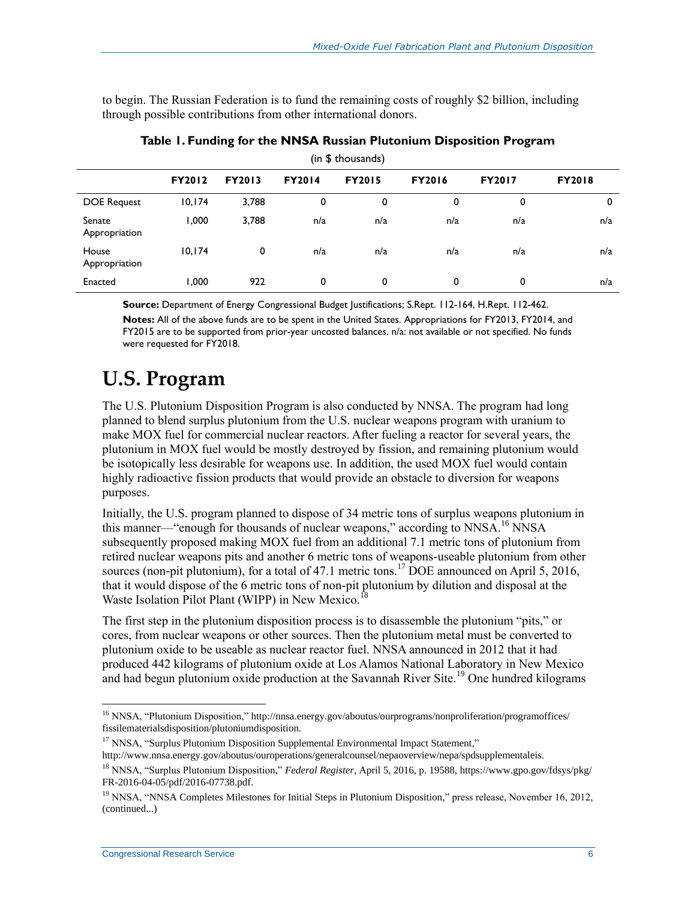to begin. The Russian Federation is to fund the remaining costs of roughly $2 billion, including through possible contributions from other international donors.

**Table 1. Funding for the NNSA Russian Plutonium Disposition Program**

(in $ thousands)

| | FY2012 | FY2013 | FY2014 | FY2015 | FY2016 | FY2017 | FY2018 |
|---|---|---|---|---|---|---|---|
| DOE Request | 10,174 | 3,788 | 0 | 0 | 0 | 0 | 0 |
| Senate Appropriation | 1,000 | 3,788 | n/a | n/a | n/a | n/a | n/a |
| House Appropriation | 10,174 | 0 | n/a | n/a | n/a | n/a | n/a |
| Enacted | 1,000 | 922 | 0 | 0 | 0 | 0 | n/a |

**Source:** Department of Energy Congressional Budget Justifications; S.Rept. 112-164, H.Rept. 112-462.

**Notes:** All of the above funds are to be spent in the United States. Appropriations for FY2013, FY2014, and FY2015 are to be supported from prior-year uncosted balances. n/a: not available or not specified. No funds were requested for FY2018.

# U.S. Program

The U.S. Plutonium Disposition Program is also conducted by NNSA. The program had long planned to blend surplus plutonium from the U.S. nuclear weapons program with uranium to make MOX fuel for commercial nuclear reactors. After fueling a reactor for several years, the plutonium in MOX fuel would be mostly destroyed by fission, and remaining plutonium would be isotopically less desirable for weapons use. In addition, the used MOX fuel would contain highly radioactive fission products that would provide an obstacle to diversion for weapons purposes.

Initially, the U.S. program planned to dispose of 34 metric tons of surplus weapons plutonium in this manner—"enough for thousands of nuclear weapons," according to NNSA.[16] NNSA subsequently proposed making MOX fuel from an additional 7.1 metric tons of plutonium from retired nuclear weapons pits and another 6 metric tons of weapons-useable plutonium from other sources (non-pit plutonium), for a total of 47.1 metric tons.[17] DOE announced on April 5, 2016, that it would dispose of the 6 metric tons of non-pit plutonium by dilution and disposal at the Waste Isolation Pilot Plant (WIPP) in New Mexico.[18]

The first step in the plutonium disposition process is to disassemble the plutonium "pits," or cores, from nuclear weapons or other sources. Then the plutonium metal must be converted to plutonium oxide to be useable as nuclear reactor fuel. NNSA announced in 2012 that it had produced 442 kilograms of plutonium oxide at Los Alamos National Laboratory in New Mexico and had begun plutonium oxide production at the Savannah River Site.[19] One hundred kilograms

[16] NNSA, "Plutonium Disposition," http://nnsa.energy.gov/aboutus/ourprograms/nonproliferation/programoffices/fissilematerialsdisposition/plutoniumdisposition.

[17] NNSA, "Surplus Plutonium Disposition Supplemental Environmental Impact Statement," http://www.nnsa.energy.gov/aboutus/ouroperations/generalcounsel/nepaoverview/nepa/spdsupplementaleis.

[18] NNSA, "Surplus Plutonium Disposition," *Federal Register*, April 5, 2016, p. 19588, https://www.gpo.gov/fdsys/pkg/FR-2016-04-05/pdf/2016-07738.pdf.

[19] NNSA, "NNSA Completes Milestones for Initial Steps in Plutonium Disposition," press release, November 16, 2012, (continued...)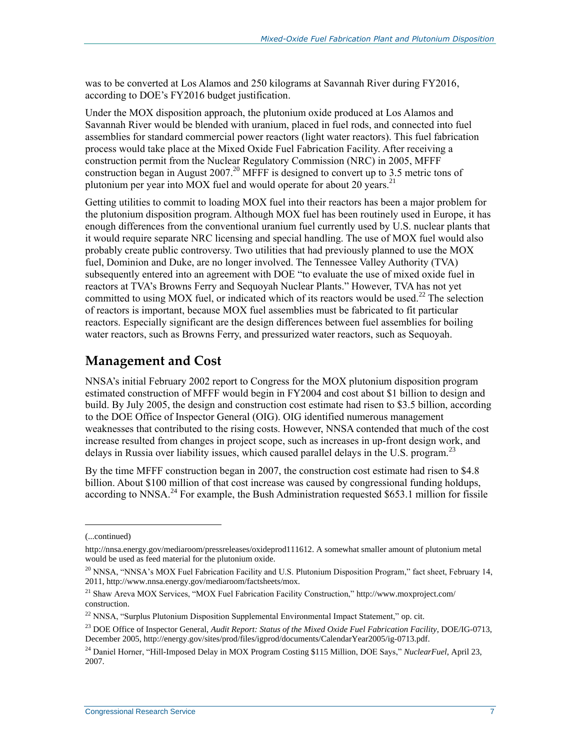was to be converted at Los Alamos and 250 kilograms at Savannah River during FY2016, according to DOE's FY2016 budget justification.

Under the MOX disposition approach, the plutonium oxide produced at Los Alamos and Savannah River would be blended with uranium, placed in fuel rods, and connected into fuel assemblies for standard commercial power reactors (light water reactors). This fuel fabrication process would take place at the Mixed Oxide Fuel Fabrication Facility. After receiving a construction permit from the Nuclear Regulatory Commission (NRC) in 2005, MFFF construction began in August 2007.[20] MFFF is designed to convert up to 3.5 metric tons of plutonium per year into MOX fuel and would operate for about 20 years.[21]

Getting utilities to commit to loading MOX fuel into their reactors has been a major problem for the plutonium disposition program. Although MOX fuel has been routinely used in Europe, it has enough differences from the conventional uranium fuel currently used by U.S. nuclear plants that it would require separate NRC licensing and special handling. The use of MOX fuel would also probably create public controversy. Two utilities that had previously planned to use the MOX fuel, Dominion and Duke, are no longer involved. The Tennessee Valley Authority (TVA) subsequently entered into an agreement with DOE "to evaluate the use of mixed oxide fuel in reactors at TVA's Browns Ferry and Sequoyah Nuclear Plants." However, TVA has not yet committed to using MOX fuel, or indicated which of its reactors would be used.[22] The selection of reactors is important, because MOX fuel assemblies must be fabricated to fit particular reactors. Especially significant are the design differences between fuel assemblies for boiling water reactors, such as Browns Ferry, and pressurized water reactors, such as Sequoyah.

## Management and Cost

NNSA's initial February 2002 report to Congress for the MOX plutonium disposition program estimated construction of MFFF would begin in FY2004 and cost about $1 billion to design and build. By July 2005, the design and construction cost estimate had risen to $3.5 billion, according to the DOE Office of Inspector General (OIG). OIG identified numerous management weaknesses that contributed to the rising costs. However, NNSA contended that much of the cost increase resulted from changes in project scope, such as increases in up-front design work, and delays in Russia over liability issues, which caused parallel delays in the U.S. program.[23]

By the time MFFF construction began in 2007, the construction cost estimate had risen to $4.8 billion. About $100 million of that cost increase was caused by congressional funding holdups, according to NNSA.[24] For example, the Bush Administration requested $653.1 million for fissile

(...continued)

http://nnsa.energy.gov/mediaroom/pressreleases/oxideprod111612. A somewhat smaller amount of plutonium metal would be used as feed material for the plutonium oxide.

[20] NNSA, "NNSA's MOX Fuel Fabrication Facility and U.S. Plutonium Disposition Program," fact sheet, February 14, 2011, http://www.nnsa.energy.gov/mediaroom/factsheets/mox.

[21] Shaw Areva MOX Services, "MOX Fuel Fabrication Facility Construction," http://www.moxproject.com/construction.

[22] NNSA, "Surplus Plutonium Disposition Supplemental Environmental Impact Statement," op. cit.

[23] DOE Office of Inspector General, *Audit Report: Status of the Mixed Oxide Fuel Fabrication Facility*, DOE/IG-0713, December 2005, http://energy.gov/sites/prod/files/igprod/documents/CalendarYear2005/ig-0713.pdf.

[24] Daniel Horner, "Hill-Imposed Delay in MOX Program Costing $115 Million, DOE Says," *NuclearFuel*, April 23, 2007.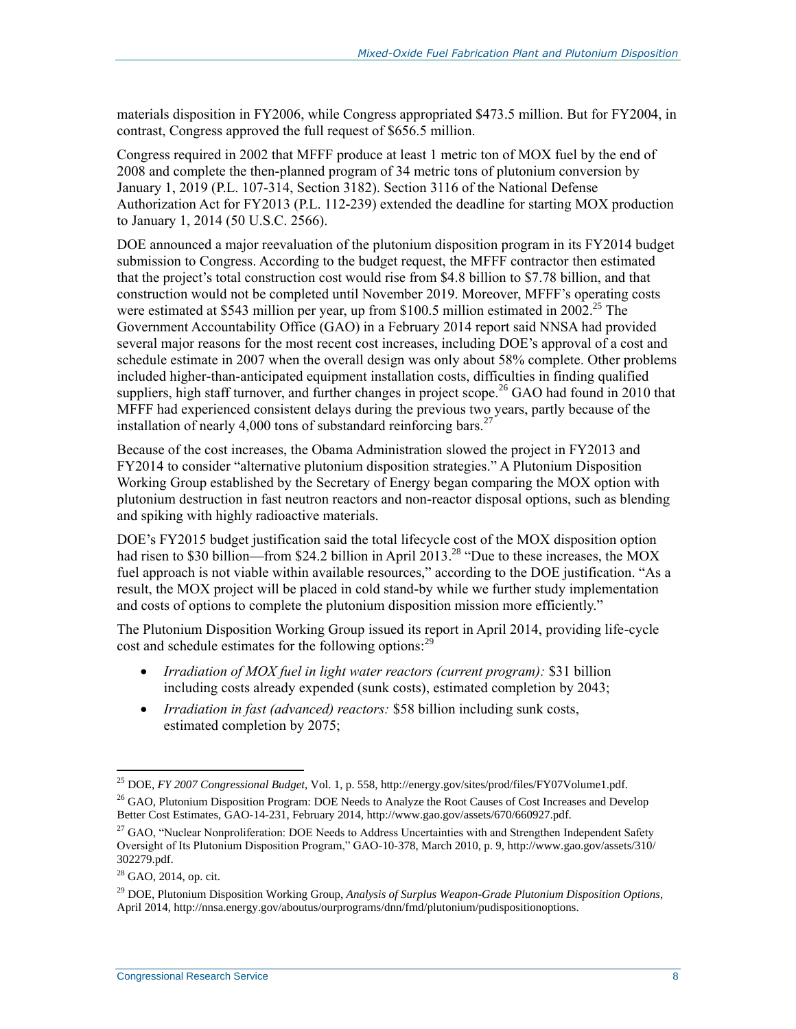materials disposition in FY2006, while Congress appropriated $473.5 million. But for FY2004, in contrast, Congress approved the full request of $656.5 million.

Congress required in 2002 that MFFF produce at least 1 metric ton of MOX fuel by the end of 2008 and complete the then-planned program of 34 metric tons of plutonium conversion by January 1, 2019 (P.L. 107-314, Section 3182). Section 3116 of the National Defense Authorization Act for FY2013 (P.L. 112-239) extended the deadline for starting MOX production to January 1, 2014 (50 U.S.C. 2566).

DOE announced a major reevaluation of the plutonium disposition program in its FY2014 budget submission to Congress. According to the budget request, the MFFF contractor then estimated that the project's total construction cost would rise from $4.8 billion to $7.78 billion, and that construction would not be completed until November 2019. Moreover, MFFF's operating costs were estimated at $543 million per year, up from $100.5 million estimated in 2002.[25] The Government Accountability Office (GAO) in a February 2014 report said NNSA had provided several major reasons for the most recent cost increases, including DOE's approval of a cost and schedule estimate in 2007 when the overall design was only about 58% complete. Other problems included higher-than-anticipated equipment installation costs, difficulties in finding qualified suppliers, high staff turnover, and further changes in project scope.[26] GAO had found in 2010 that MFFF had experienced consistent delays during the previous two years, partly because of the installation of nearly 4,000 tons of substandard reinforcing bars.[27]

Because of the cost increases, the Obama Administration slowed the project in FY2013 and FY2014 to consider "alternative plutonium disposition strategies." A Plutonium Disposition Working Group established by the Secretary of Energy began comparing the MOX option with plutonium destruction in fast neutron reactors and non-reactor disposal options, such as blending and spiking with highly radioactive materials.

DOE's FY2015 budget justification said the total lifecycle cost of the MOX disposition option had risen to $30 billion—from $24.2 billion in April 2013.[28] "Due to these increases, the MOX fuel approach is not viable within available resources," according to the DOE justification. "As a result, the MOX project will be placed in cold stand-by while we further study implementation and costs of options to complete the plutonium disposition mission more efficiently."

The Plutonium Disposition Working Group issued its report in April 2014, providing life-cycle cost and schedule estimates for the following options:[29]

- *Irradiation of MOX fuel in light water reactors (current program):* $31 billion including costs already expended (sunk costs), estimated completion by 2043;
- *Irradiation in fast (advanced) reactors:* $58 billion including sunk costs, estimated completion by 2075;

---

[25] DOE, *FY 2007 Congressional Budget*, Vol. 1, p. 558, http://energy.gov/sites/prod/files/FY07Volume1.pdf.

[26] GAO, Plutonium Disposition Program: DOE Needs to Analyze the Root Causes of Cost Increases and Develop Better Cost Estimates, GAO-14-231, February 2014, http://www.gao.gov/assets/670/660927.pdf.

[27] GAO, "Nuclear Nonproliferation: DOE Needs to Address Uncertainties with and Strengthen Independent Safety Oversight of Its Plutonium Disposition Program," GAO-10-378, March 2010, p. 9, http://www.gao.gov/assets/310/302279.pdf.

[28] GAO, 2014, op. cit.

[29] DOE, Plutonium Disposition Working Group, *Analysis of Surplus Weapon-Grade Plutonium Disposition Options*, April 2014, http://nnsa.energy.gov/aboutus/ourprograms/dnn/fmd/plutonium/pudispositionoptions.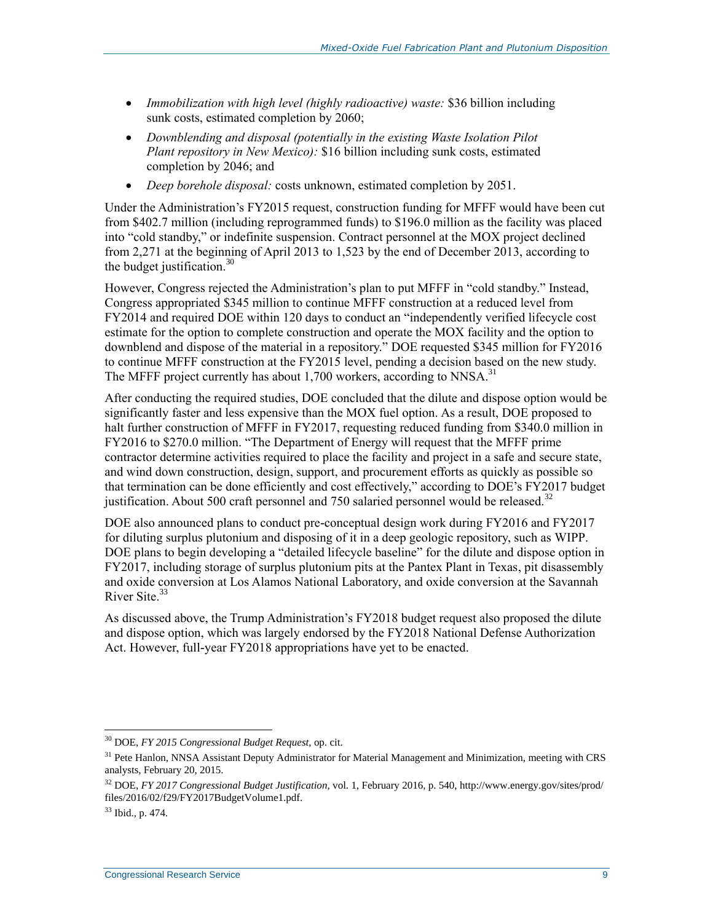- *Immobilization with high level (highly radioactive) waste:* $36 billion including sunk costs, estimated completion by 2060;
- *Downblending and disposal (potentially in the existing Waste Isolation Pilot Plant repository in New Mexico):* $16 billion including sunk costs, estimated completion by 2046; and
- *Deep borehole disposal:* costs unknown, estimated completion by 2051.

Under the Administration's FY2015 request, construction funding for MFFF would have been cut from $402.7 million (including reprogrammed funds) to $196.0 million as the facility was placed into "cold standby," or indefinite suspension. Contract personnel at the MOX project declined from 2,271 at the beginning of April 2013 to 1,523 by the end of December 2013, according to the budget justification.[30]

However, Congress rejected the Administration's plan to put MFFF in "cold standby." Instead, Congress appropriated $345 million to continue MFFF construction at a reduced level from FY2014 and required DOE within 120 days to conduct an "independently verified lifecycle cost estimate for the option to complete construction and operate the MOX facility and the option to downblend and dispose of the material in a repository." DOE requested $345 million for FY2016 to continue MFFF construction at the FY2015 level, pending a decision based on the new study. The MFFF project currently has about 1,700 workers, according to NNSA.[31]

After conducting the required studies, DOE concluded that the dilute and dispose option would be significantly faster and less expensive than the MOX fuel option. As a result, DOE proposed to halt further construction of MFFF in FY2017, requesting reduced funding from $340.0 million in FY2016 to $270.0 million. "The Department of Energy will request that the MFFF prime contractor determine activities required to place the facility and project in a safe and secure state, and wind down construction, design, support, and procurement efforts as quickly as possible so that termination can be done efficiently and cost effectively," according to DOE's FY2017 budget justification. About 500 craft personnel and 750 salaried personnel would be released.[32]

DOE also announced plans to conduct pre-conceptual design work during FY2016 and FY2017 for diluting surplus plutonium and disposing of it in a deep geologic repository, such as WIPP. DOE plans to begin developing a "detailed lifecycle baseline" for the dilute and dispose option in FY2017, including storage of surplus plutonium pits at the Pantex Plant in Texas, pit disassembly and oxide conversion at Los Alamos National Laboratory, and oxide conversion at the Savannah River Site.[33]

As discussed above, the Trump Administration's FY2018 budget request also proposed the dilute and dispose option, which was largely endorsed by the FY2018 National Defense Authorization Act. However, full-year FY2018 appropriations have yet to be enacted.

---

[30] DOE, *FY 2015 Congressional Budget Request*, op. cit.

[31] Pete Hanlon, NNSA Assistant Deputy Administrator for Material Management and Minimization, meeting with CRS analysts, February 20, 2015.

[32] DOE, *FY 2017 Congressional Budget Justification*, vol. 1, February 2016, p. 540, http://www.energy.gov/sites/prod/files/2016/02/f29/FY2017BudgetVolume1.pdf.

[33] Ibid., p. 474.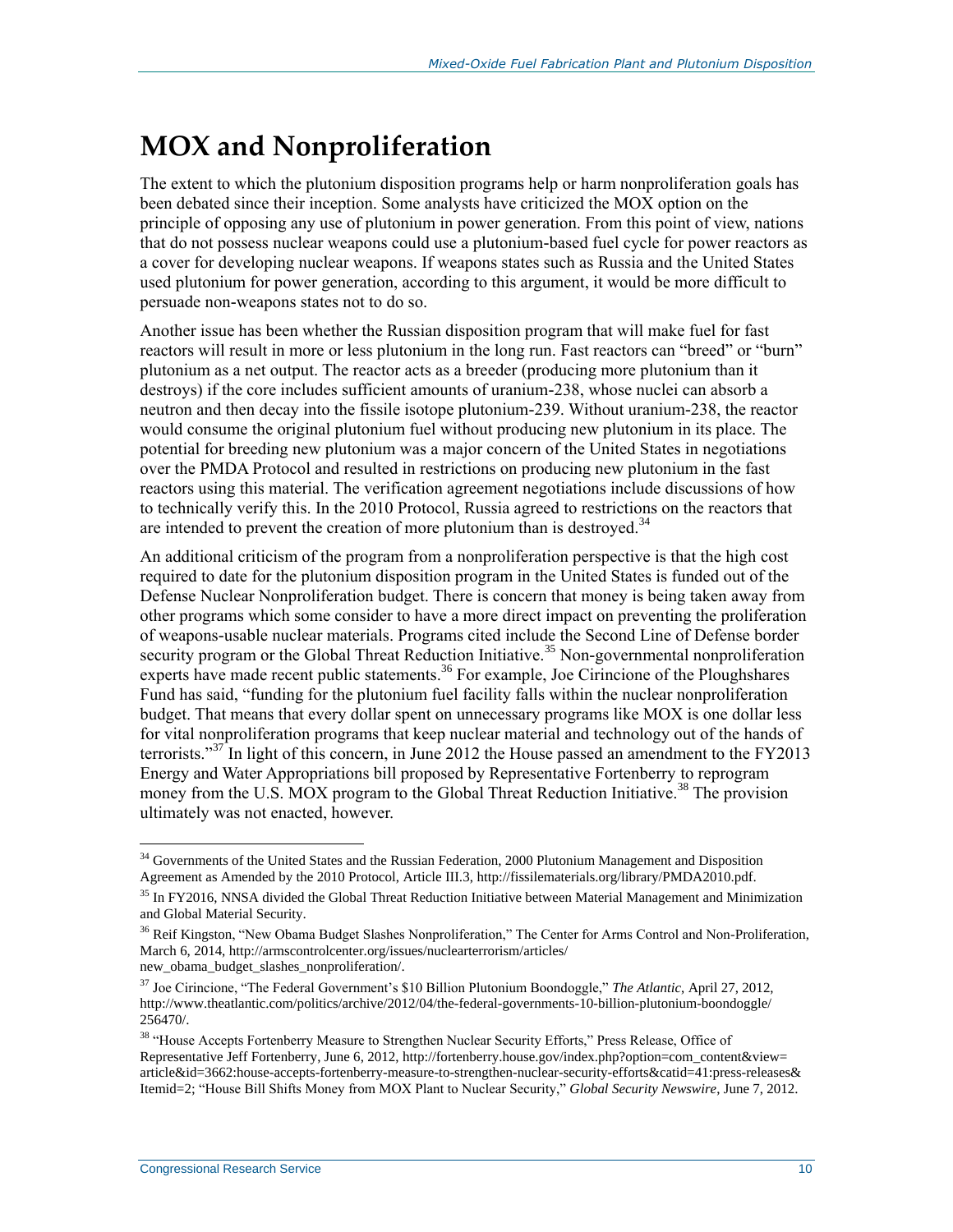# MOX and Nonproliferation

The extent to which the plutonium disposition programs help or harm nonproliferation goals has been debated since their inception. Some analysts have criticized the MOX option on the principle of opposing any use of plutonium in power generation. From this point of view, nations that do not possess nuclear weapons could use a plutonium-based fuel cycle for power reactors as a cover for developing nuclear weapons. If weapons states such as Russia and the United States used plutonium for power generation, according to this argument, it would be more difficult to persuade non-weapons states not to do so.

Another issue has been whether the Russian disposition program that will make fuel for fast reactors will result in more or less plutonium in the long run. Fast reactors can "breed" or "burn" plutonium as a net output. The reactor acts as a breeder (producing more plutonium than it destroys) if the core includes sufficient amounts of uranium-238, whose nuclei can absorb a neutron and then decay into the fissile isotope plutonium-239. Without uranium-238, the reactor would consume the original plutonium fuel without producing new plutonium in its place. The potential for breeding new plutonium was a major concern of the United States in negotiations over the PMDA Protocol and resulted in restrictions on producing new plutonium in the fast reactors using this material. The verification agreement negotiations include discussions of how to technically verify this. In the 2010 Protocol, Russia agreed to restrictions on the reactors that are intended to prevent the creation of more plutonium than is destroyed.[34]

An additional criticism of the program from a nonproliferation perspective is that the high cost required to date for the plutonium disposition program in the United States is funded out of the Defense Nuclear Nonproliferation budget. There is concern that money is being taken away from other programs which some consider to have a more direct impact on preventing the proliferation of weapons-usable nuclear materials. Programs cited include the Second Line of Defense border security program or the Global Threat Reduction Initiative.[35] Non-governmental nonproliferation experts have made recent public statements.[36] For example, Joe Cirincione of the Ploughshares Fund has said, "funding for the plutonium fuel facility falls within the nuclear nonproliferation budget. That means that every dollar spent on unnecessary programs like MOX is one dollar less for vital nonproliferation programs that keep nuclear material and technology out of the hands of terrorists."[37] In light of this concern, in June 2012 the House passed an amendment to the FY2013 Energy and Water Appropriations bill proposed by Representative Fortenberry to reprogram money from the U.S. MOX program to the Global Threat Reduction Initiative.[38] The provision ultimately was not enacted, however.

---

[34] Governments of the United States and the Russian Federation, 2000 Plutonium Management and Disposition Agreement as Amended by the 2010 Protocol, Article III.3, http://fissilematerials.org/library/PMDA2010.pdf.

[35] In FY2016, NNSA divided the Global Threat Reduction Initiative between Material Management and Minimization and Global Material Security.

[36] Reif Kingston, "New Obama Budget Slashes Nonproliferation," The Center for Arms Control and Non-Proliferation, March 6, 2014, http://armscontrolcenter.org/issues/nuclearterrorism/articles/new_obama_budget_slashes_nonproliferation/.

[37] Joe Cirincione, "The Federal Government's $10 Billion Plutonium Boondoggle," *The Atlantic*, April 27, 2012, http://www.theatlantic.com/politics/archive/2012/04/the-federal-governments-10-billion-plutonium-boondoggle/256470/.

[38] "House Accepts Fortenberry Measure to Strengthen Nuclear Security Efforts," Press Release, Office of Representative Jeff Fortenberry, June 6, 2012, http://fortenberry.house.gov/index.php?option=com_content&view=article&id=3662:house-accepts-fortenberry-measure-to-strengthen-nuclear-security-efforts&catid=41:press-releases&Itemid=2; "House Bill Shifts Money from MOX Plant to Nuclear Security," *Global Security Newswire*, June 7, 2012.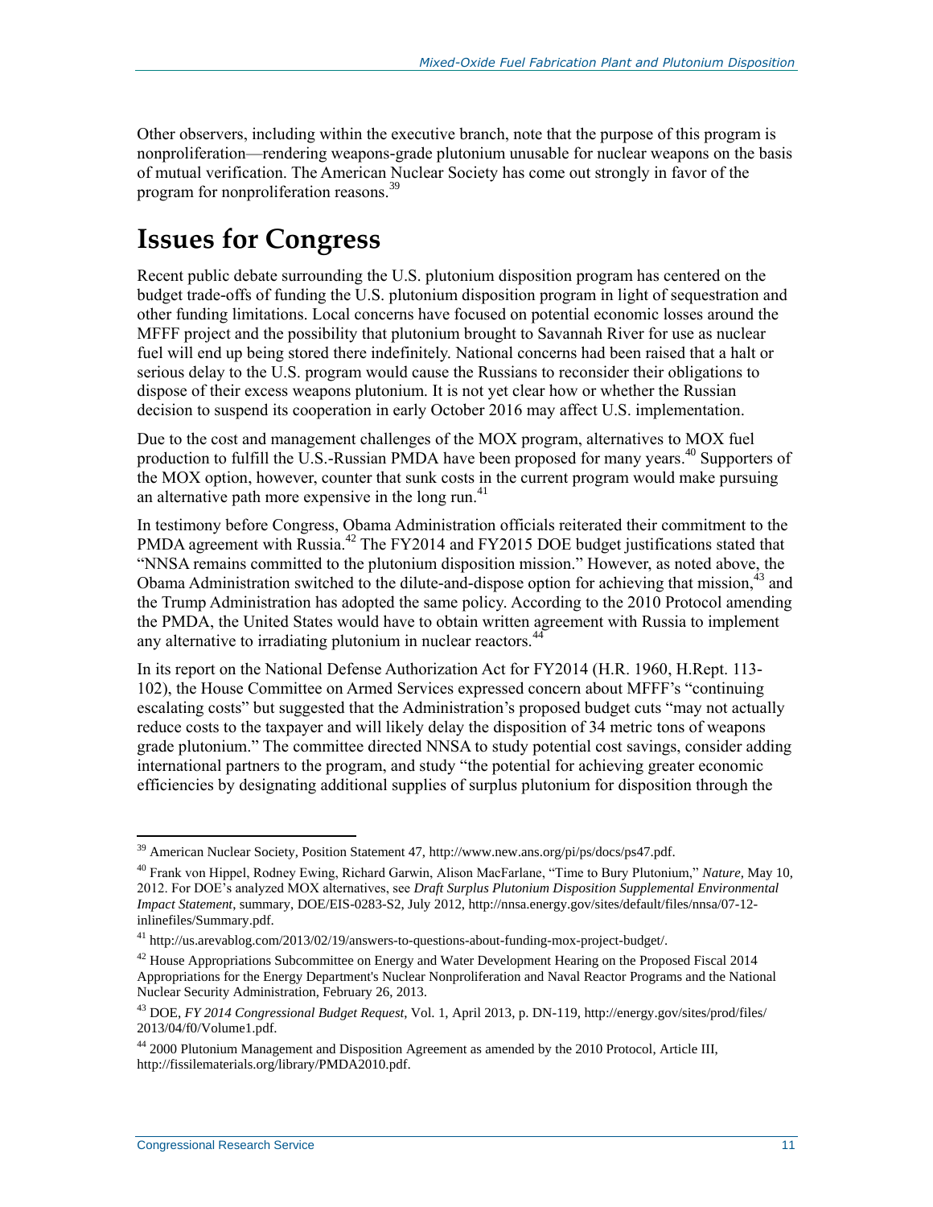Other observers, including within the executive branch, note that the purpose of this program is nonproliferation—rendering weapons-grade plutonium unusable for nuclear weapons on the basis of mutual verification. The American Nuclear Society has come out strongly in favor of the program for nonproliferation reasons.[39]

# Issues for Congress

Recent public debate surrounding the U.S. plutonium disposition program has centered on the budget trade-offs of funding the U.S. plutonium disposition program in light of sequestration and other funding limitations. Local concerns have focused on potential economic losses around the MFFF project and the possibility that plutonium brought to Savannah River for use as nuclear fuel will end up being stored there indefinitely. National concerns had been raised that a halt or serious delay to the U.S. program would cause the Russians to reconsider their obligations to dispose of their excess weapons plutonium. It is not yet clear how or whether the Russian decision to suspend its cooperation in early October 2016 may affect U.S. implementation.

Due to the cost and management challenges of the MOX program, alternatives to MOX fuel production to fulfill the U.S.-Russian PMDA have been proposed for many years.[40] Supporters of the MOX option, however, counter that sunk costs in the current program would make pursuing an alternative path more expensive in the long run.[41]

In testimony before Congress, Obama Administration officials reiterated their commitment to the PMDA agreement with Russia.[42] The FY2014 and FY2015 DOE budget justifications stated that "NNSA remains committed to the plutonium disposition mission." However, as noted above, the Obama Administration switched to the dilute-and-dispose option for achieving that mission,[43] and the Trump Administration has adopted the same policy. According to the 2010 Protocol amending the PMDA, the United States would have to obtain written agreement with Russia to implement any alternative to irradiating plutonium in nuclear reactors.[44]

In its report on the National Defense Authorization Act for FY2014 (H.R. 1960, H.Rept. 113-102), the House Committee on Armed Services expressed concern about MFFF's "continuing escalating costs" but suggested that the Administration's proposed budget cuts "may not actually reduce costs to the taxpayer and will likely delay the disposition of 34 metric tons of weapons grade plutonium." The committee directed NNSA to study potential cost savings, consider adding international partners to the program, and study "the potential for achieving greater economic efficiencies by designating additional supplies of surplus plutonium for disposition through the

---

[39] American Nuclear Society, Position Statement 47, http://www.new.ans.org/pi/ps/docs/ps47.pdf.

[40] Frank von Hippel, Rodney Ewing, Richard Garwin, Alison MacFarlane, "Time to Bury Plutonium," *Nature*, May 10, 2012. For DOE's analyzed MOX alternatives, see *Draft Surplus Plutonium Disposition Supplemental Environmental Impact Statement*, summary, DOE/EIS-0283-S2, July 2012, http://nnsa.energy.gov/sites/default/files/nnsa/07-12-inlinefiles/Summary.pdf.

[41] http://us.arevablog.com/2013/02/19/answers-to-questions-about-funding-mox-project-budget/.

[42] House Appropriations Subcommittee on Energy and Water Development Hearing on the Proposed Fiscal 2014 Appropriations for the Energy Department's Nuclear Nonproliferation and Naval Reactor Programs and the National Nuclear Security Administration, February 26, 2013.

[43] DOE, *FY 2014 Congressional Budget Request*, Vol. 1, April 2013, p. DN-119, http://energy.gov/sites/prod/files/2013/04/f0/Volume1.pdf.

[44] 2000 Plutonium Management and Disposition Agreement as amended by the 2010 Protocol, Article III, http://fissilematerials.org/library/PMDA2010.pdf.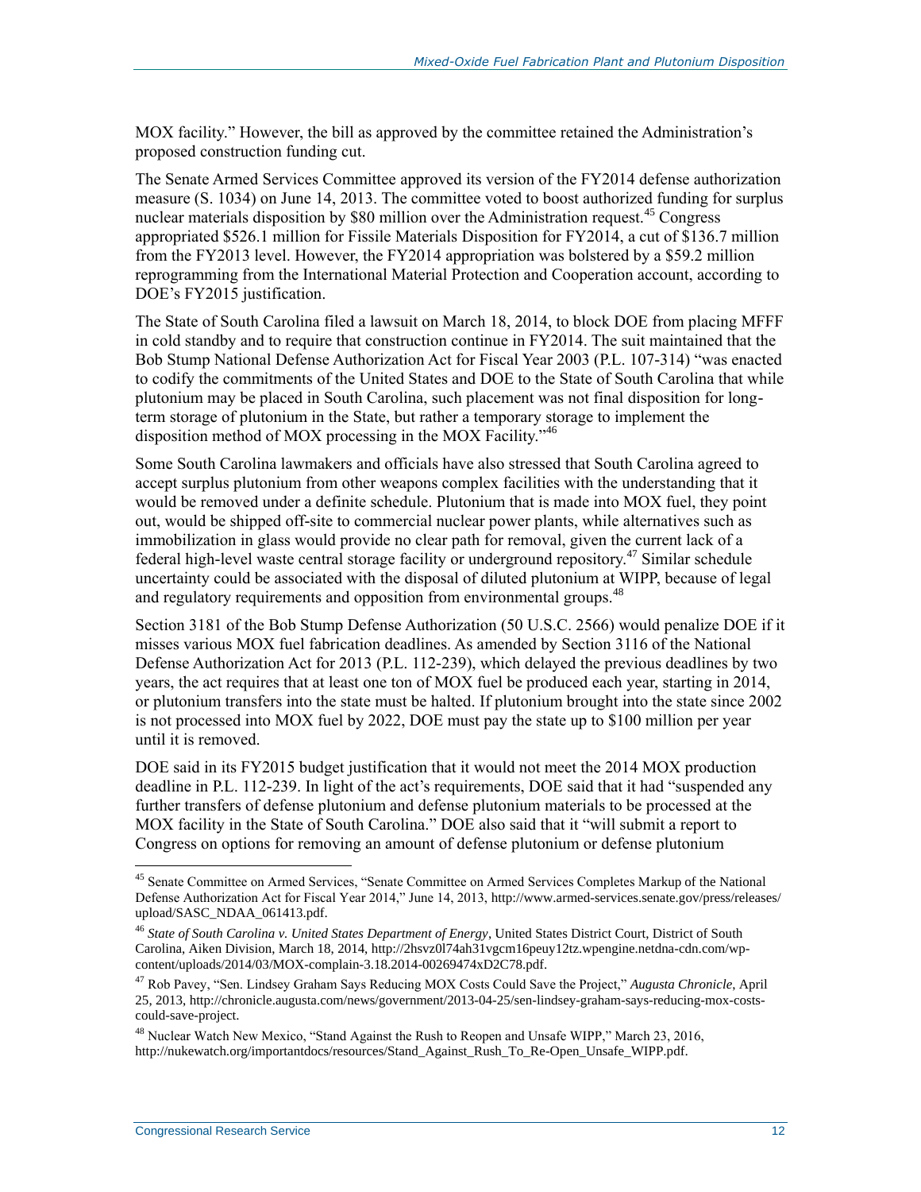MOX facility." However, the bill as approved by the committee retained the Administration's proposed construction funding cut.

The Senate Armed Services Committee approved its version of the FY2014 defense authorization measure (S. 1034) on June 14, 2013. The committee voted to boost authorized funding for surplus nuclear materials disposition by $80 million over the Administration request.[45] Congress appropriated $526.1 million for Fissile Materials Disposition for FY2014, a cut of $136.7 million from the FY2013 level. However, the FY2014 appropriation was bolstered by a $59.2 million reprogramming from the International Material Protection and Cooperation account, according to DOE's FY2015 justification.

The State of South Carolina filed a lawsuit on March 18, 2014, to block DOE from placing MFFF in cold standby and to require that construction continue in FY2014. The suit maintained that the Bob Stump National Defense Authorization Act for Fiscal Year 2003 (P.L. 107-314) "was enacted to codify the commitments of the United States and DOE to the State of South Carolina that while plutonium may be placed in South Carolina, such placement was not final disposition for long-term storage of plutonium in the State, but rather a temporary storage to implement the disposition method of MOX processing in the MOX Facility."[46]

Some South Carolina lawmakers and officials have also stressed that South Carolina agreed to accept surplus plutonium from other weapons complex facilities with the understanding that it would be removed under a definite schedule. Plutonium that is made into MOX fuel, they point out, would be shipped off-site to commercial nuclear power plants, while alternatives such as immobilization in glass would provide no clear path for removal, given the current lack of a federal high-level waste central storage facility or underground repository.[47] Similar schedule uncertainty could be associated with the disposal of diluted plutonium at WIPP, because of legal and regulatory requirements and opposition from environmental groups.[48]

Section 3181 of the Bob Stump Defense Authorization (50 U.S.C. 2566) would penalize DOE if it misses various MOX fuel fabrication deadlines. As amended by Section 3116 of the National Defense Authorization Act for 2013 (P.L. 112-239), which delayed the previous deadlines by two years, the act requires that at least one ton of MOX fuel be produced each year, starting in 2014, or plutonium transfers into the state must be halted. If plutonium brought into the state since 2002 is not processed into MOX fuel by 2022, DOE must pay the state up to $100 million per year until it is removed.

DOE said in its FY2015 budget justification that it would not meet the 2014 MOX production deadline in P.L. 112-239. In light of the act's requirements, DOE said that it had "suspended any further transfers of defense plutonium and defense plutonium materials to be processed at the MOX facility in the State of South Carolina." DOE also said that it "will submit a report to Congress on options for removing an amount of defense plutonium or defense plutonium

---

[45] Senate Committee on Armed Services, "Senate Committee on Armed Services Completes Markup of the National Defense Authorization Act for Fiscal Year 2014," June 14, 2013, http://www.armed-services.senate.gov/press/releases/upload/SASC_NDAA_061413.pdf.

[46] *State of South Carolina v. United States Department of Energy*, United States District Court, District of South Carolina, Aiken Division, March 18, 2014, http://2hsvz0l74ah31vgcm16peuy12tz.wpengine.netdna-cdn.com/wp-content/uploads/2014/03/MOX-complain-3.18.2014-00269474xD2C78.pdf.

[47] Rob Pavey, "Sen. Lindsey Graham Says Reducing MOX Costs Could Save the Project," *Augusta Chronicle*, April 25, 2013, http://chronicle.augusta.com/news/government/2013-04-25/sen-lindsey-graham-says-reducing-mox-costs-could-save-project.

[48] Nuclear Watch New Mexico, "Stand Against the Rush to Reopen and Unsafe WIPP," March 23, 2016, http://nukewatch.org/importantdocs/resources/Stand_Against_Rush_To_Re-Open_Unsafe_WIPP.pdf.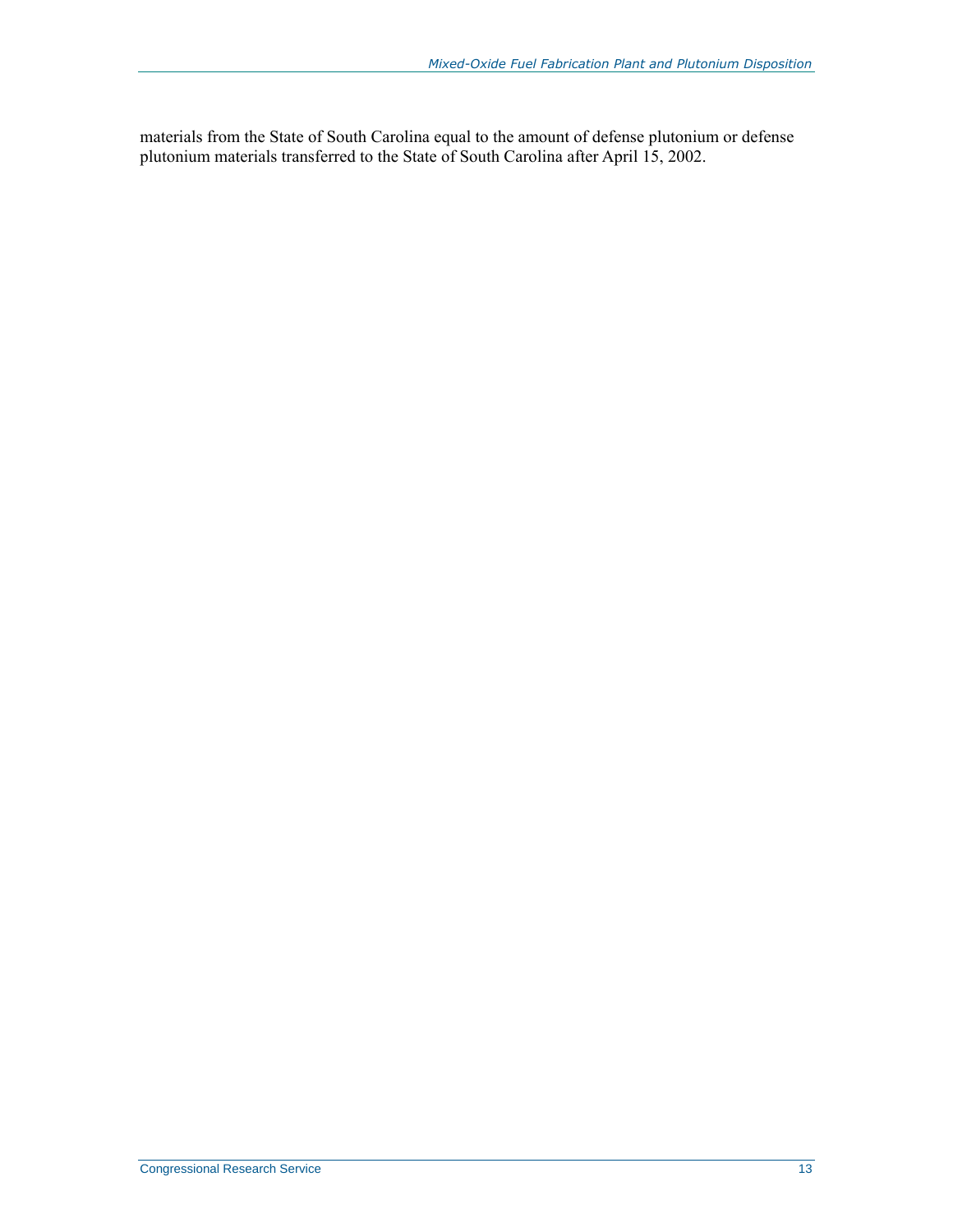materials from the State of South Carolina equal to the amount of defense plutonium or defense plutonium materials transferred to the State of South Carolina after April 15, 2002.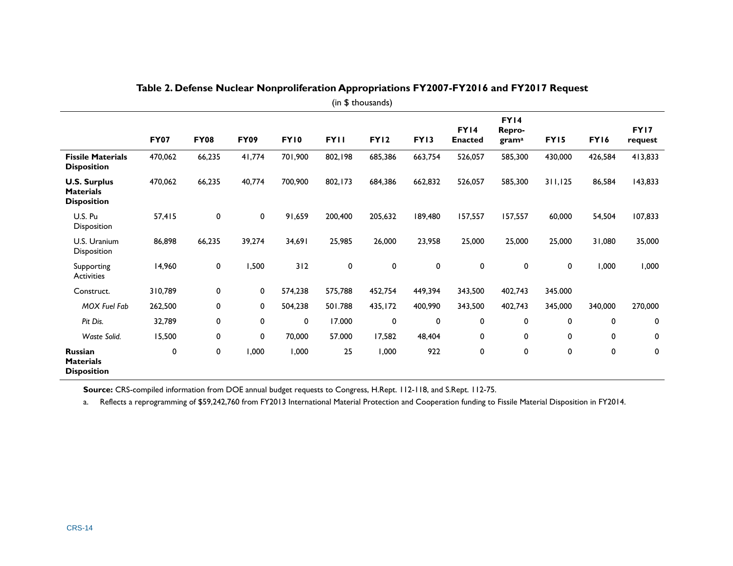**Table 2. Defense Nuclear Nonproliferation Appropriations FY2007-FY2016 and FY2017 Request**

(in $ thousands)

| | FY07 | FY08 | FY09 | FY10 | FY11 | FY12 | FY13 | FY14 Enacted | FY14 Repro-gram[a] | FY15 | FY16 | FY17 request |
|---|---|---|---|---|---|---|---|---|---|---|---|---|
| **Fissile Materials Disposition** | 470,062 | 66,235 | 41,774 | 701,900 | 802,198 | 685,386 | 663,754 | 526,057 | 585,300 | 430,000 | 426,584 | 413,833 |
| **U.S. Surplus Materials Disposition** | 470,062 | 66,235 | 40,774 | 700,900 | 802,173 | 684,386 | 662,832 | 526,057 | 585,300 | 311,125 | 86,584 | 143,833 |
| U.S. Pu Disposition | 57,415 | 0 | 0 | 91,659 | 200,400 | 205,632 | 189,480 | 157,557 | 157,557 | 60,000 | 54,504 | 107,833 |
| U.S. Uranium Disposition | 86,898 | 66,235 | 39,274 | 34,691 | 25,985 | 26,000 | 23,958 | 25,000 | 25,000 | 25,000 | 31,080 | 35,000 |
| Supporting Activities | 14,960 | 0 | 1,500 | 312 | 0 | 0 | 0 | 0 | 0 | 0 | 1,000 | 1,000 |
| Construct. | 310,789 | 0 | 0 | 574,238 | 575,788 | 452,754 | 449,394 | 343,500 | 402,743 | 345.000 | | |
| *MOX Fuel Fab* | 262,500 | 0 | 0 | 504,238 | 501.788 | 435,172 | 400,990 | 343,500 | 402,743 | 345,000 | 340,000 | 270,000 |
| *Pit Dis.* | 32,789 | 0 | 0 | 0 | 17.000 | 0 | 0 | 0 | 0 | 0 | 0 | 0 |
| *Waste Solid.* | 15,500 | 0 | 0 | 70,000 | 57.000 | 17,582 | 48,404 | 0 | 0 | 0 | 0 | 0 |
| **Russian Materials Disposition** | 0 | 0 | 1,000 | 1,000 | 25 | 1,000 | 922 | 0 | 0 | 0 | 0 | 0 |

**Source:** CRS-compiled information from DOE annual budget requests to Congress, H.Rept. 112-118, and S.Rept. 112-75.

a. Reflects a reprogramming of $59,242,760 from FY2013 International Material Protection and Cooperation funding to Fissile Material Disposition in FY2014.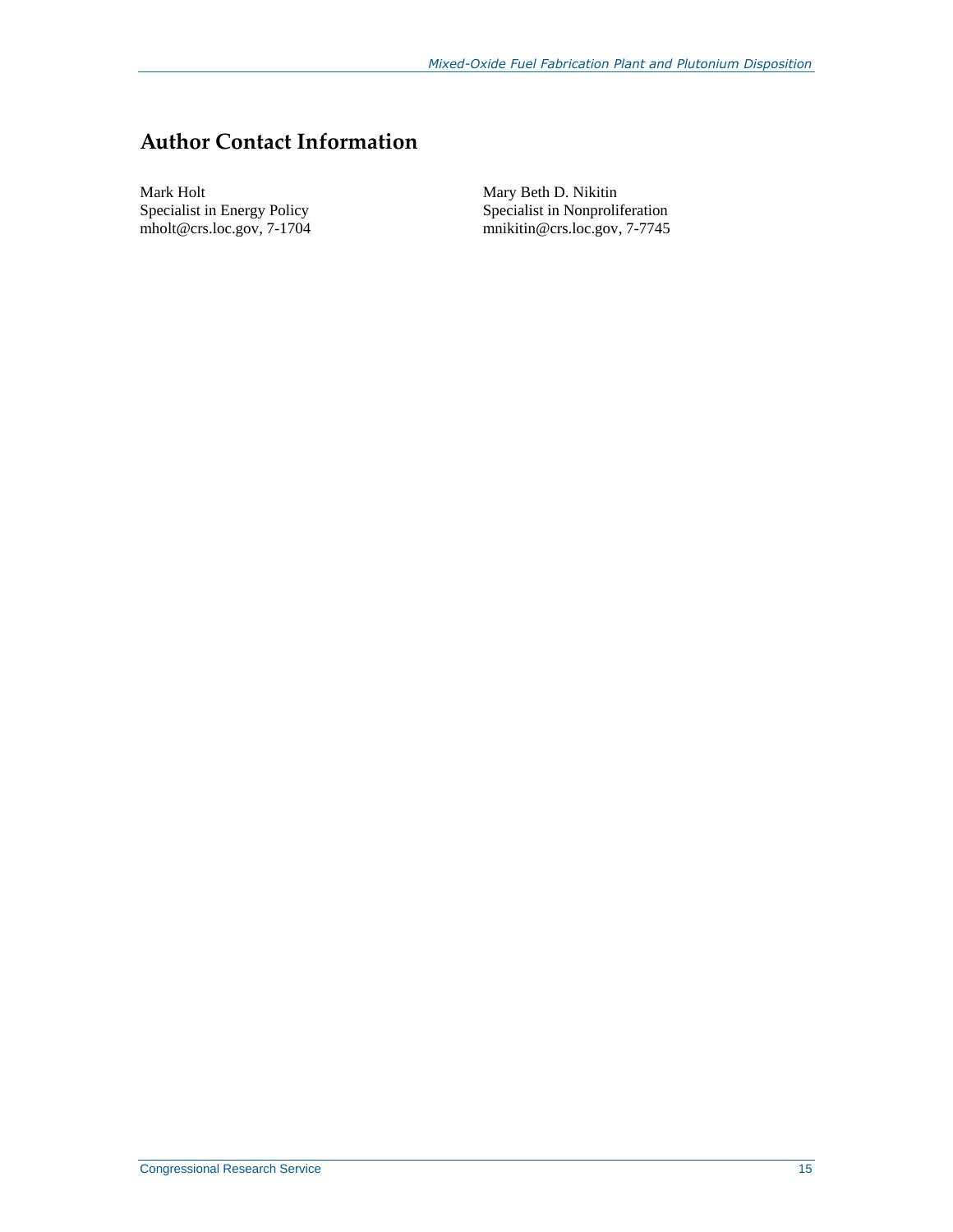## Author Contact Information

Mark Holt
Specialist in Energy Policy
mholt@crs.loc.gov, 7-1704

Mary Beth D. Nikitin
Specialist in Nonproliferation
mnikitin@crs.loc.gov, 7-7745